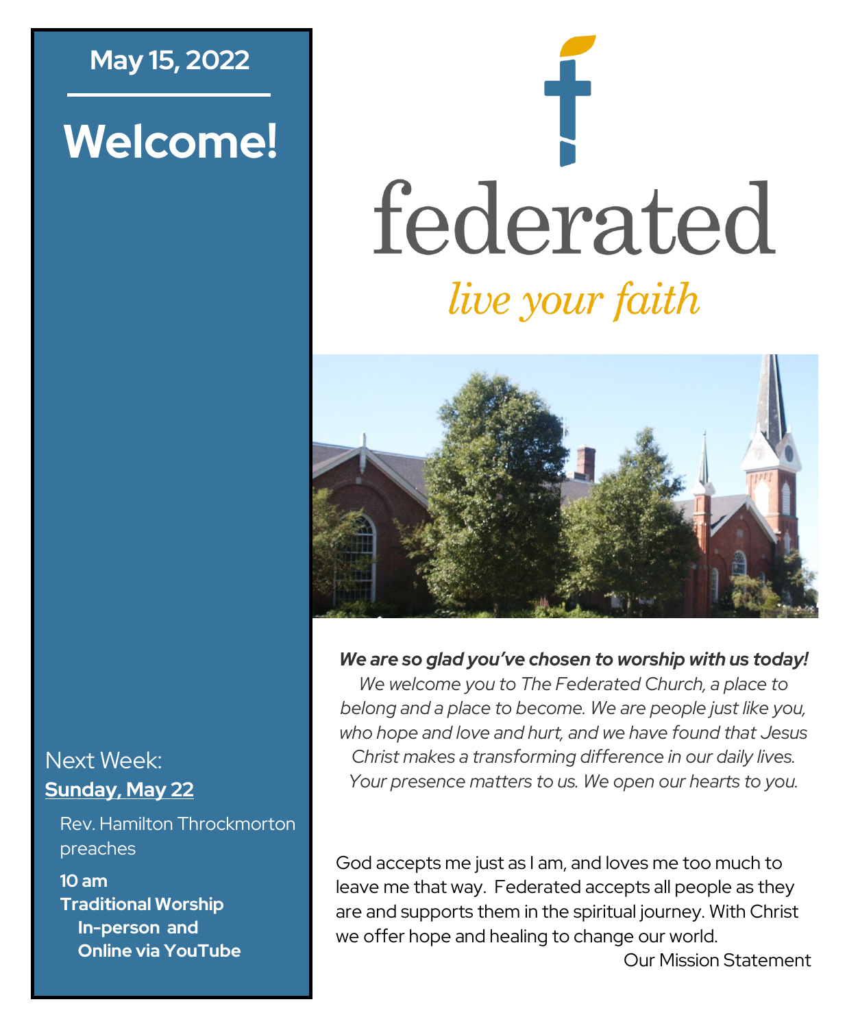**May 15, 2022**

# Welcome!

Next Week:
**Sunday, May 22**

Rev. Hamilton Throckmorton preaches

**10 am**
**Traditional Worship**
**In-person and**
**Online via YouTube**

# federated

*live your faith*

***We are so glad you've chosen to worship with us today!***
*We welcome you to The Federated Church, a place to belong and a place to become. We are people just like you, who hope and love and hurt, and we have found that Jesus Christ makes a transforming difference in our daily lives. Your presence matters to us. We open our hearts to you.*

God accepts me just as I am, and loves me too much to leave me that way. Federated accepts all people as they are and supports them in the spiritual journey. With Christ we offer hope and healing to change our world.

Our Mission Statement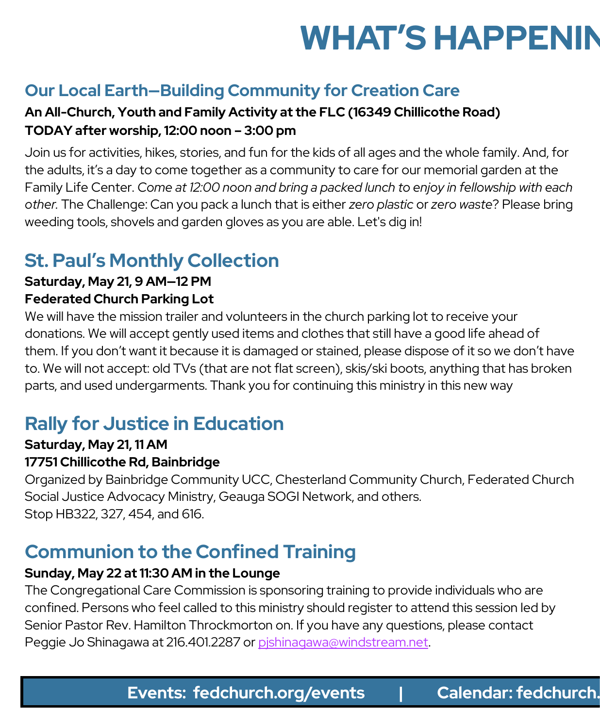# WHAT'S HAPPENIN

## Our Local Earth—Building Community for Creation Care

**An All-Church, Youth and Family Activity at the FLC (16349 Chillicothe Road)**
**TODAY after worship, 12:00 noon – 3:00 pm**

Join us for activities, hikes, stories, and fun for the kids of all ages and the whole family. And, for the adults, it's a day to come together as a community to care for our memorial garden at the Family Life Center. *Come at 12:00 noon and bring a packed lunch to enjoy in fellowship with each other.* The Challenge: Can you pack a lunch that is either *zero plastic* or *zero waste*? Please bring weeding tools, shovels and garden gloves as you are able. Let's dig in!

## St. Paul's Monthly Collection

**Saturday, May 21, 9 AM—12 PM**
**Federated Church Parking Lot**

We will have the mission trailer and volunteers in the church parking lot to receive your donations. We will accept gently used items and clothes that still have a good life ahead of them. If you don't want it because it is damaged or stained, please dispose of it so we don't have to. We will not accept: old TVs (that are not flat screen), skis/ski boots, anything that has broken parts, and used undergarments. Thank you for continuing this ministry in this new way

## Rally for Justice in Education

**Saturday, May 21, 11 AM**
**17751 Chillicothe Rd, Bainbridge**

Organized by Bainbridge Community UCC, Chesterland Community Church, Federated Church Social Justice Advocacy Ministry, Geauga SOGI Network, and others.
Stop HB322, 327, 454, and 616.

## Communion to the Confined Training

**Sunday, May 22 at 11:30 AM in the Lounge**

The Congregational Care Commission is sponsoring training to provide individuals who are confined. Persons who feel called to this ministry should register to attend this session led by Senior Pastor Rev. Hamilton Throckmorton on. If you have any questions, please contact Peggie Jo Shinagawa at 216.401.2287 or pjshinagawa@windstream.net.

**Events: fedchurch.org/events | Calendar: fedchurch.**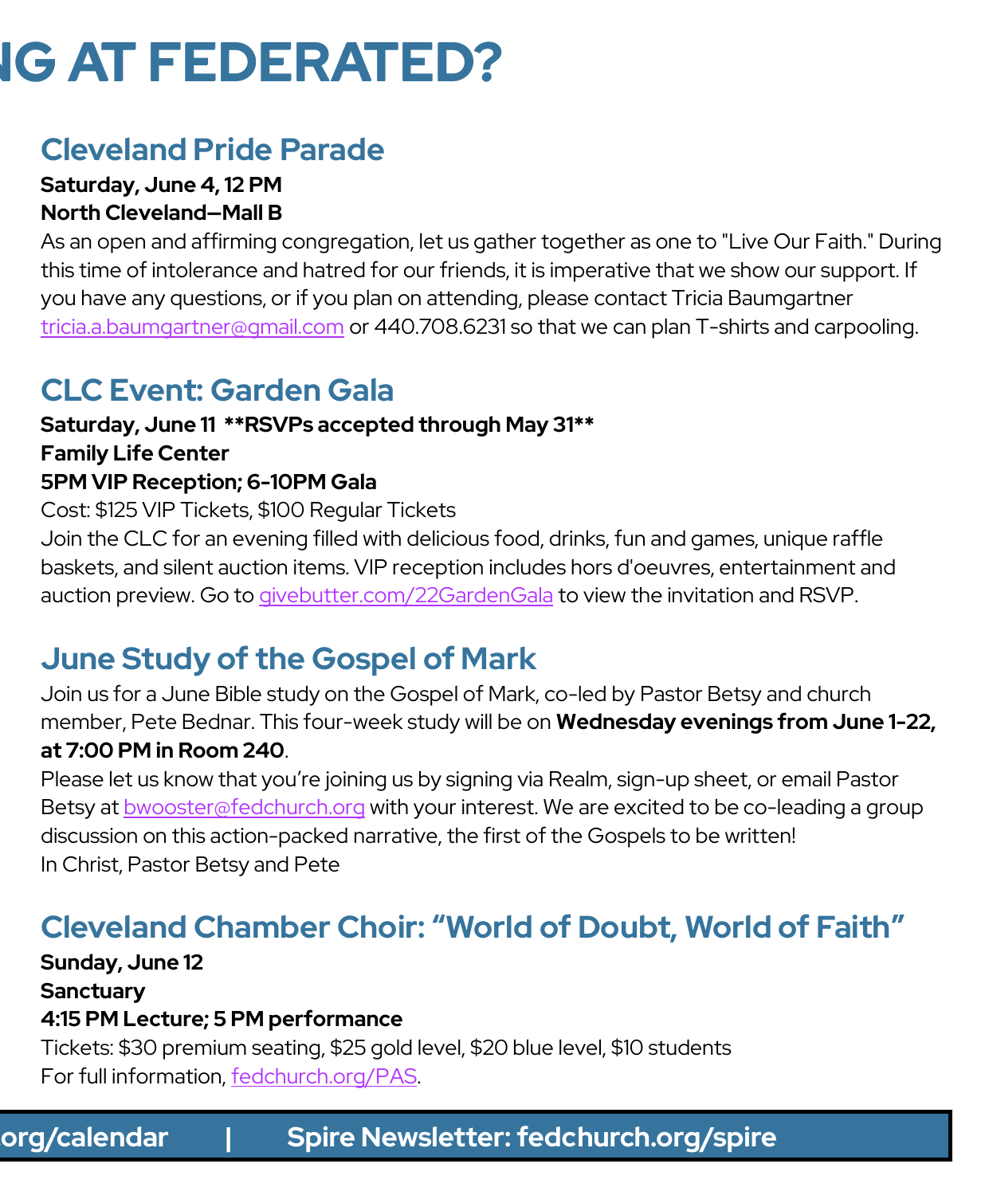# NG AT FEDERATED?

## Cleveland Pride Parade

**Saturday, June 4, 12 PM**
**North Cleveland—Mall B**

As an open and affirming congregation, let us gather together as one to "Live Our Faith." During this time of intolerance and hatred for our friends, it is imperative that we show our support. If you have any questions, or if you plan on attending, please contact Tricia Baumgartner tricia.a.baumgartner@gmail.com or 440.708.6231 so that we can plan T-shirts and carpooling.

## CLC Event: Garden Gala

**Saturday, June 11 **RSVPs accepted through May 31****
**Family Life Center**
**5PM VIP Reception; 6-10PM Gala**

Cost: $125 VIP Tickets, $100 Regular Tickets

Join the CLC for an evening filled with delicious food, drinks, fun and games, unique raffle baskets, and silent auction items. VIP reception includes hors d'oeuvres, entertainment and auction preview. Go to givebutter.com/22GardenGala to view the invitation and RSVP.

## June Study of the Gospel of Mark

Join us for a June Bible study on the Gospel of Mark, co-led by Pastor Betsy and church member, Pete Bednar. This four-week study will be on **Wednesday evenings from June 1-22, at 7:00 PM in Room 240**.

Please let us know that you're joining us by signing via Realm, sign-up sheet, or email Pastor Betsy at bwooster@fedchurch.org with your interest. We are excited to be co-leading a group discussion on this action-packed narrative, the first of the Gospels to be written!

In Christ, Pastor Betsy and Pete

## Cleveland Chamber Choir: "World of Doubt, World of Faith"

**Sunday, June 12**
**Sanctuary**
**4:15 PM Lecture; 5 PM performance**

Tickets: $30 premium seating, $25 gold level, $20 blue level, $10 students

For full information, fedchurch.org/PAS.

**org/calendar | Spire Newsletter: fedchurch.org/spire**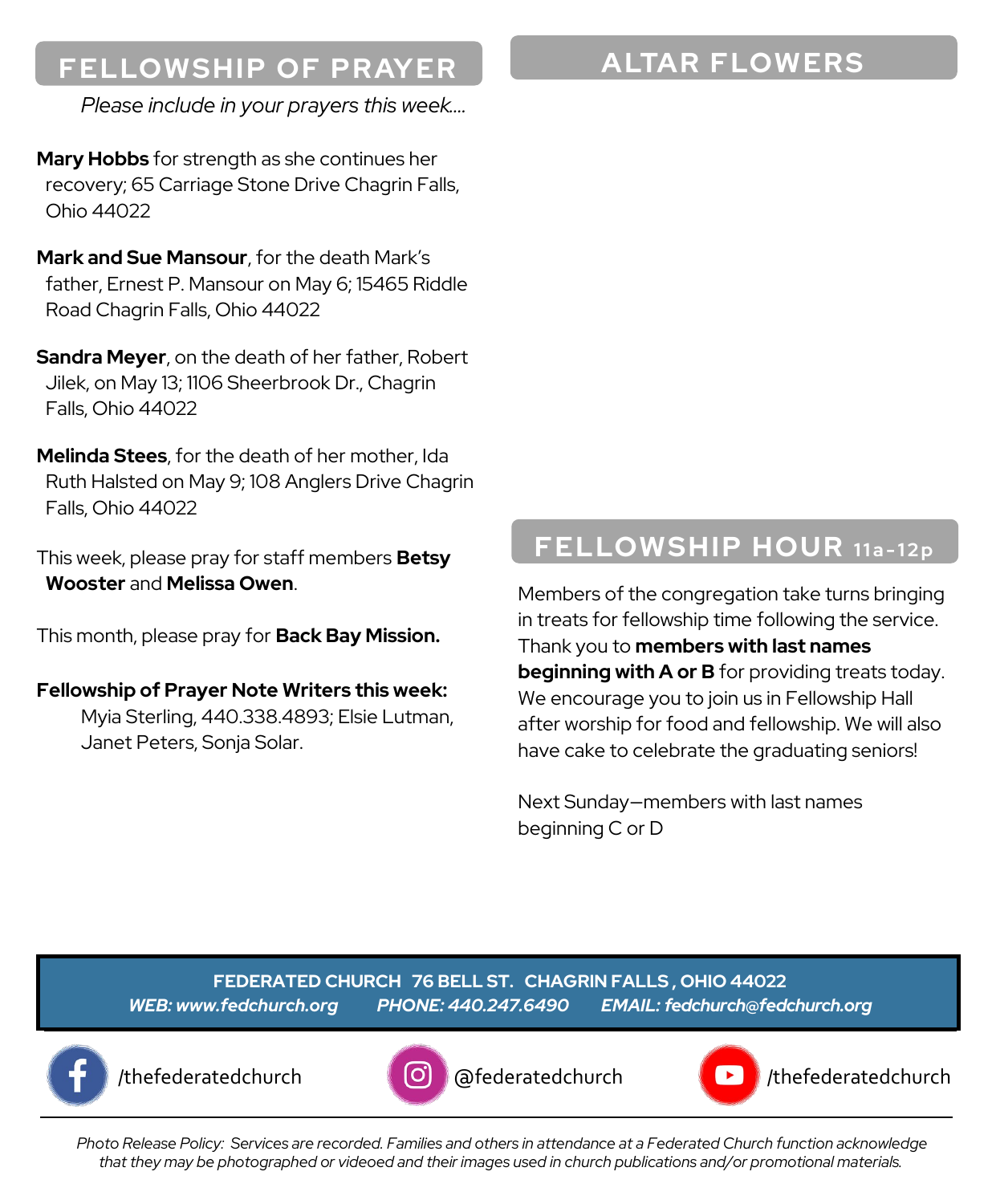## FELLOWSHIP OF PRAYER

*Please include in your prayers this week....*

**Mary Hobbs** for strength as she continues her recovery; 65 Carriage Stone Drive Chagrin Falls, Ohio 44022

**Mark and Sue Mansour**, for the death Mark's father, Ernest P. Mansour on May 6; 15465 Riddle Road Chagrin Falls, Ohio 44022

**Sandra Meyer**, on the death of her father, Robert Jilek, on May 13; 1106 Sheerbrook Dr., Chagrin Falls, Ohio 44022

**Melinda Stees**, for the death of her mother, Ida Ruth Halsted on May 9; 108 Anglers Drive Chagrin Falls, Ohio 44022

This week, please pray for staff members **Betsy Wooster** and **Melissa Owen**.

This month, please pray for **Back Bay Mission.**

**Fellowship of Prayer Note Writers this week:**
Myia Sterling, 440.338.4893; Elsie Lutman, Janet Peters, Sonja Solar.

## ALTAR FLOWERS

## FELLOWSHIP HOUR 11a-12p

Members of the congregation take turns bringing in treats for fellowship time following the service. Thank you to **members with last names beginning with A or B** for providing treats today. We encourage you to join us in Fellowship Hall after worship for food and fellowship. We will also have cake to celebrate the graduating seniors!

Next Sunday—members with last names beginning C or D

**FEDERATED CHURCH 76 BELL ST. CHAGRIN FALLS, OHIO 44022**
***WEB: www.fedchurch.org PHONE: 440.247.6490 EMAIL: fedchurch@fedchurch.org***

/thefederatedchurch @federatedchurch /thefederatedchurch

*Photo Release Policy: Services are recorded. Families and others in attendance at a Federated Church function acknowledge that they may be photographed or videoed and their images used in church publications and/or promotional materials.*